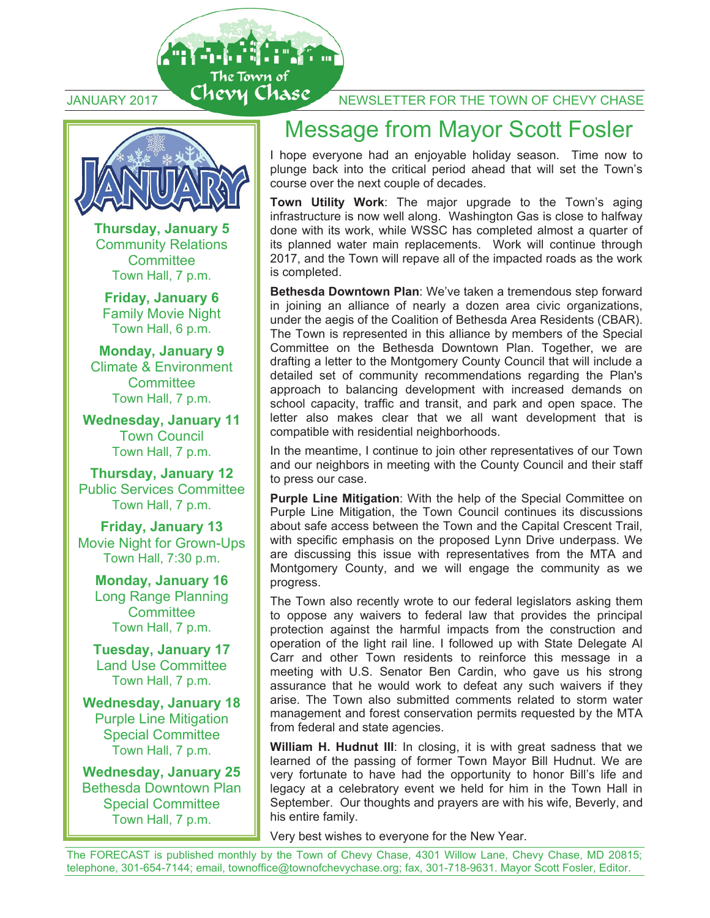JANUARY 2017 — The Town of Chevy Chase — NEWSLETTER FOR THE TOWN OF CHEVY CHASE

# Message from Mayor Scott Fosler

I hope everyone had an enjoyable holiday season. Time now to plunge back into the critical period ahead that will set the Town's course over the next couple of decades.

**Town Utility Work**: The major upgrade to the Town's aging infrastructure is now well along. Washington Gas is close to halfway done with its work, while WSSC has completed almost a quarter of its planned water main replacements. Work will continue through 2017, and the Town will repave all of the impacted roads as the work is completed.

**Bethesda Downtown Plan**: We've taken a tremendous step forward in joining an alliance of nearly a dozen area civic organizations, under the aegis of the Coalition of Bethesda Area Residents (CBAR). The Town is represented in this alliance by members of the Special Committee on the Bethesda Downtown Plan. Together, we are drafting a letter to the Montgomery County Council that will include a detailed set of community recommendations regarding the Plan's approach to balancing development with increased demands on school capacity, traffic and transit, and park and open space. The letter also makes clear that we all want development that is compatible with residential neighborhoods.

In the meantime, I continue to join other representatives of our Town and our neighbors in meeting with the County Council and their staff to press our case.

**Purple Line Mitigation**: With the help of the Special Committee on Purple Line Mitigation, the Town Council continues its discussions about safe access between the Town and the Capital Crescent Trail, with specific emphasis on the proposed Lynn Drive underpass. We are discussing this issue with representatives from the MTA and Montgomery County, and we will engage the community as we progress.

The Town also recently wrote to our federal legislators asking them to oppose any waivers to federal law that provides the principal protection against the harmful impacts from the construction and operation of the light rail line. I followed up with State Delegate Al Carr and other Town residents to reinforce this message in a meeting with U.S. Senator Ben Cardin, who gave us his strong assurance that he would work to defeat any such waivers if they arise. The Town also submitted comments related to storm water management and forest conservation permits requested by the MTA from federal and state agencies.

**William H. Hudnut III**: In closing, it is with great sadness that we learned of the passing of former Town Mayor Bill Hudnut. We are very fortunate to have had the opportunity to honor Bill's life and legacy at a celebratory event we held for him in the Town Hall in September. Our thoughts and prayers are with his wife, Beverly, and his entire family.

Very best wishes to everyone for the New Year.

## JANUARY

**Thursday, January 5**
Community Relations Committee
Town Hall, 7 p.m.

**Friday, January 6**
Family Movie Night
Town Hall, 6 p.m.

**Monday, January 9**
Climate & Environment Committee
Town Hall, 7 p.m.

**Wednesday, January 11**
Town Council
Town Hall, 7 p.m.

**Thursday, January 12**
Public Services Committee
Town Hall, 7 p.m.

**Friday, January 13**
Movie Night for Grown-Ups
Town Hall, 7:30 p.m.

**Monday, January 16**
Long Range Planning Committee
Town Hall, 7 p.m.

**Tuesday, January 17**
Land Use Committee
Town Hall, 7 p.m.

**Wednesday, January 18**
Purple Line Mitigation Special Committee
Town Hall, 7 p.m.

**Wednesday, January 25**
Bethesda Downtown Plan Special Committee
Town Hall, 7 p.m.

The FORECAST is published monthly by the Town of Chevy Chase, 4301 Willow Lane, Chevy Chase, MD 20815; telephone, 301-654-7144; email, townoffice@townofchevychase.org; fax, 301-718-9631. Mayor Scott Fosler, Editor.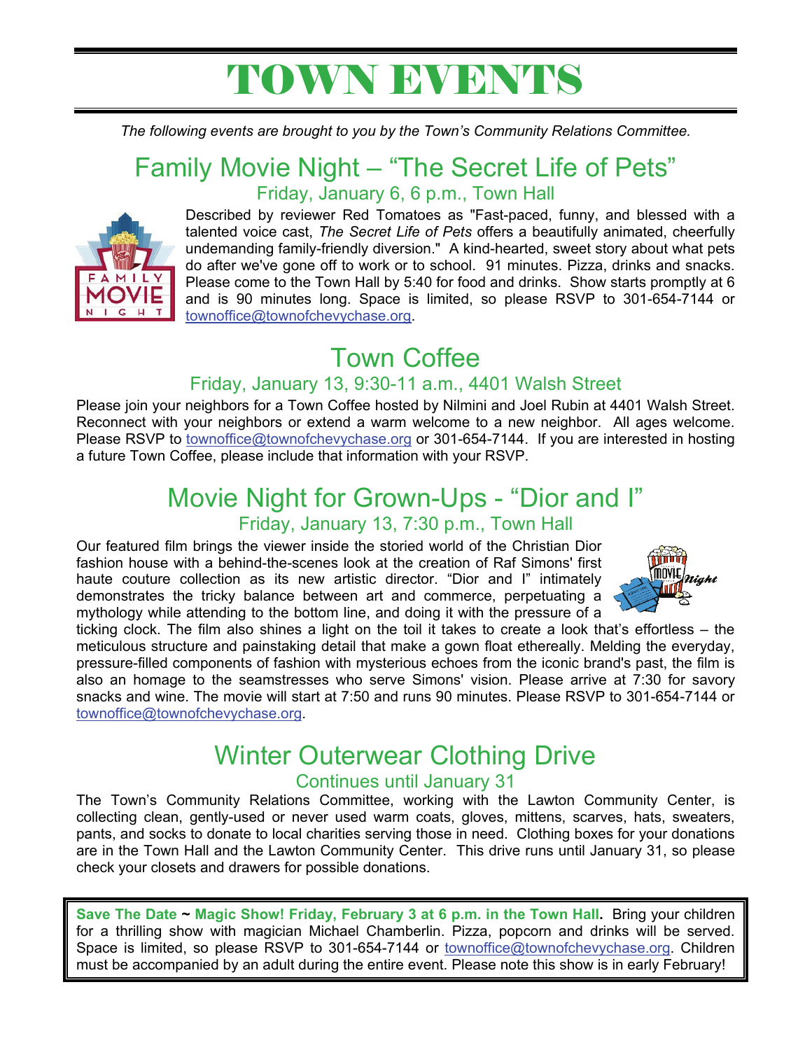# TOWN EVENTS

*The following events are brought to you by the Town's Community Relations Committee.*

## Family Movie Night – "The Secret Life of Pets"

### Friday, January 6, 6 p.m., Town Hall

Described by reviewer Red Tomatoes as "Fast-paced, funny, and blessed with a talented voice cast, *The Secret Life of Pets* offers a beautifully animated, cheerfully undemanding family-friendly diversion." A kind-hearted, sweet story about what pets do after we've gone off to work or to school. 91 minutes. Pizza, drinks and snacks. Please come to the Town Hall by 5:40 for food and drinks. Show starts promptly at 6 and is 90 minutes long. Space is limited, so please RSVP to 301-654-7144 or townoffice@townofchevychase.org.

## Town Coffee

### Friday, January 13, 9:30-11 a.m., 4401 Walsh Street

Please join your neighbors for a Town Coffee hosted by Nilmini and Joel Rubin at 4401 Walsh Street. Reconnect with your neighbors or extend a warm welcome to a new neighbor. All ages welcome. Please RSVP to townoffice@townofchevychase.org or 301-654-7144. If you are interested in hosting a future Town Coffee, please include that information with your RSVP.

## Movie Night for Grown-Ups - "Dior and I"

### Friday, January 13, 7:30 p.m., Town Hall

Our featured film brings the viewer inside the storied world of the Christian Dior fashion house with a behind-the-scenes look at the creation of Raf Simons' first haute couture collection as its new artistic director. "Dior and I" intimately demonstrates the tricky balance between art and commerce, perpetuating a mythology while attending to the bottom line, and doing it with the pressure of a ticking clock. The film also shines a light on the toil it takes to create a look that's effortless – the meticulous structure and painstaking detail that make a gown float ethereally. Melding the everyday, pressure-filled components of fashion with mysterious echoes from the iconic brand's past, the film is also an homage to the seamstresses who serve Simons' vision. Please arrive at 7:30 for savory snacks and wine. The movie will start at 7:50 and runs 90 minutes. Please RSVP to 301-654-7144 or townoffice@townofchevychase.org.

## Winter Outerwear Clothing Drive

### Continues until January 31

The Town's Community Relations Committee, working with the Lawton Community Center, is collecting clean, gently-used or never used warm coats, gloves, mittens, scarves, hats, sweaters, pants, and socks to donate to local charities serving those in need. Clothing boxes for your donations are in the Town Hall and the Lawton Community Center. This drive runs until January 31, so please check your closets and drawers for possible donations.

**Save The Date ~ Magic Show! Friday, February 3 at 6 p.m. in the Town Hall.** Bring your children for a thrilling show with magician Michael Chamberlin. Pizza, popcorn and drinks will be served. Space is limited, so please RSVP to 301-654-7144 or townoffice@townofchevychase.org. Children must be accompanied by an adult during the entire event. Please note this show is in early February!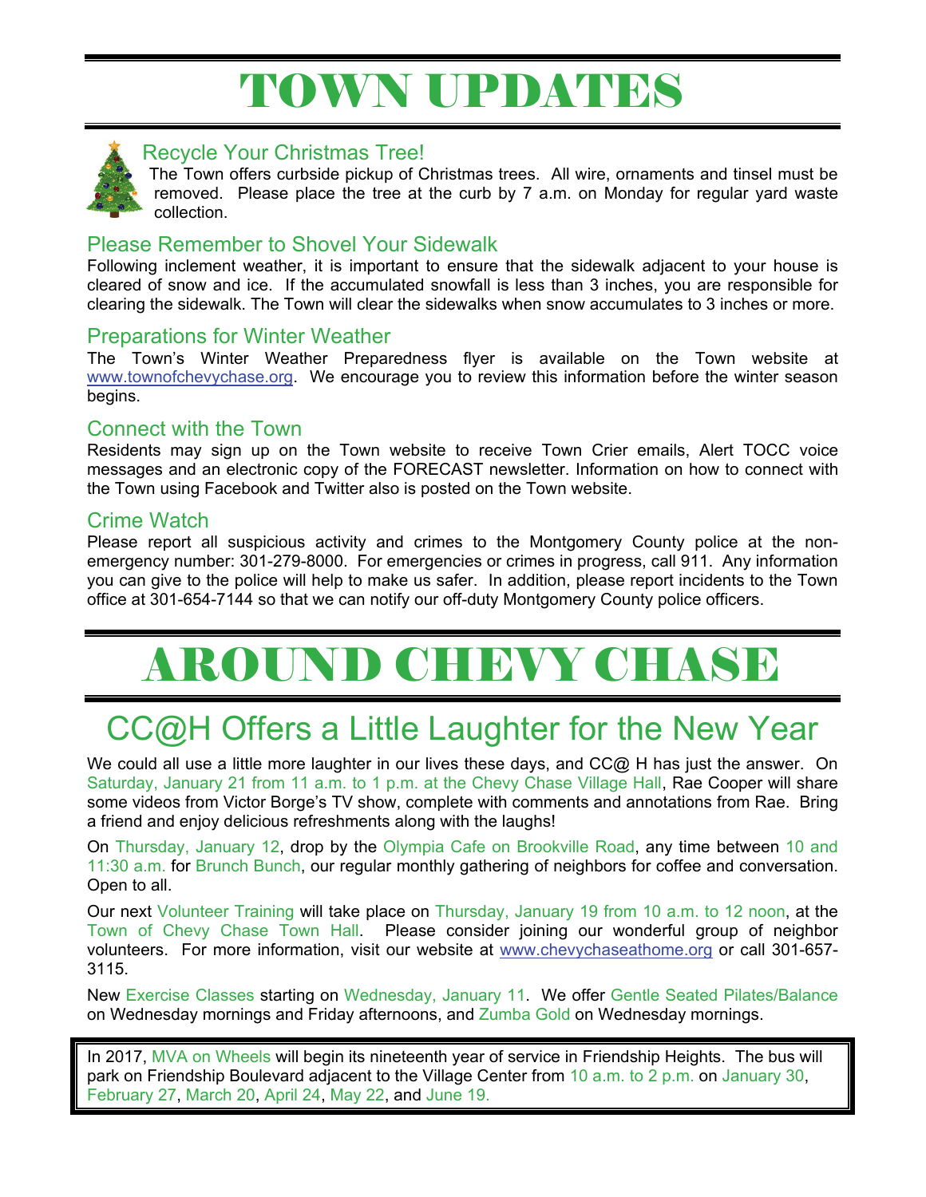# TOWN UPDATES

### Recycle Your Christmas Tree!

The Town offers curbside pickup of Christmas trees. All wire, ornaments and tinsel must be removed. Please place the tree at the curb by 7 a.m. on Monday for regular yard waste collection.

### Please Remember to Shovel Your Sidewalk

Following inclement weather, it is important to ensure that the sidewalk adjacent to your house is cleared of snow and ice. If the accumulated snowfall is less than 3 inches, you are responsible for clearing the sidewalk. The Town will clear the sidewalks when snow accumulates to 3 inches or more.

### Preparations for Winter Weather

The Town's Winter Weather Preparedness flyer is available on the Town website at www.townofchevychase.org. We encourage you to review this information before the winter season begins.

### Connect with the Town

Residents may sign up on the Town website to receive Town Crier emails, Alert TOCC voice messages and an electronic copy of the FORECAST newsletter. Information on how to connect with the Town using Facebook and Twitter also is posted on the Town website.

### Crime Watch

Please report all suspicious activity and crimes to the Montgomery County police at the non-emergency number: 301-279-8000. For emergencies or crimes in progress, call 911. Any information you can give to the police will help to make us safer. In addition, please report incidents to the Town office at 301-654-7144 so that we can notify our off-duty Montgomery County police officers.

# AROUND CHEVY CHASE

## CC@H Offers a Little Laughter for the New Year

We could all use a little more laughter in our lives these days, and CC@ H has just the answer. On Saturday, January 21 from 11 a.m. to 1 p.m. at the Chevy Chase Village Hall, Rae Cooper will share some videos from Victor Borge's TV show, complete with comments and annotations from Rae. Bring a friend and enjoy delicious refreshments along with the laughs!

On Thursday, January 12, drop by the Olympia Cafe on Brookville Road, any time between 10 and 11:30 a.m. for Brunch Bunch, our regular monthly gathering of neighbors for coffee and conversation. Open to all.

Our next Volunteer Training will take place on Thursday, January 19 from 10 a.m. to 12 noon, at the Town of Chevy Chase Town Hall. Please consider joining our wonderful group of neighbor volunteers. For more information, visit our website at www.chevychaseathome.org or call 301-657-3115.

New Exercise Classes starting on Wednesday, January 11. We offer Gentle Seated Pilates/Balance on Wednesday mornings and Friday afternoons, and Zumba Gold on Wednesday mornings.

In 2017, MVA on Wheels will begin its nineteenth year of service in Friendship Heights. The bus will park on Friendship Boulevard adjacent to the Village Center from 10 a.m. to 2 p.m. on January 30, February 27, March 20, April 24, May 22, and June 19.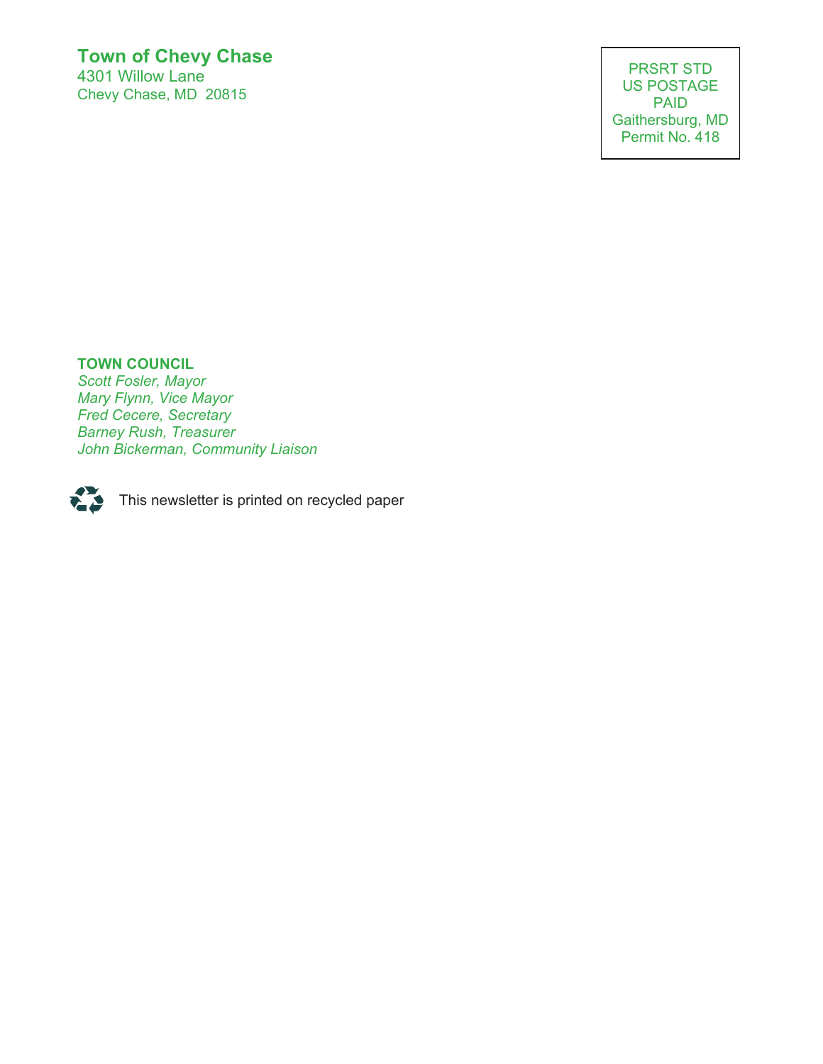**Town of Chevy Chase**
4301 Willow Lane
Chevy Chase, MD 20815

PRSRT STD
US POSTAGE
PAID
Gaithersburg, MD
Permit No. 418

**TOWN COUNCIL**
*Scott Fosler, Mayor*
*Mary Flynn, Vice Mayor*
*Fred Cecere, Secretary*
*Barney Rush, Treasurer*
*John Bickerman, Community Liaison*

This newsletter is printed on recycled paper